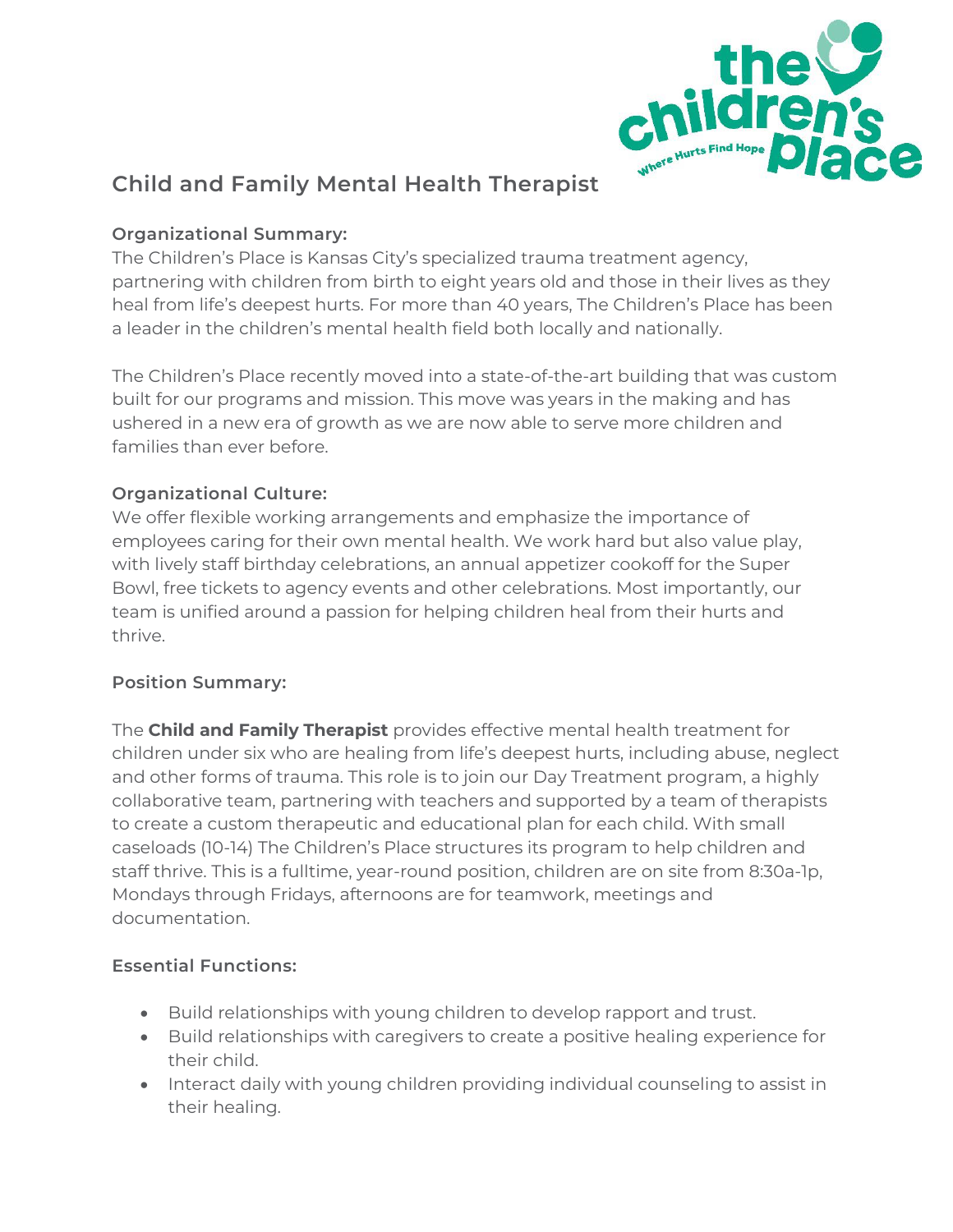# Child and Family Mental Health Therapist

### Organizational Summary:

The Children's Place is Kansas City's specialized trauma treatment agency, partnering with children from birth to eight years old and those in their lives as they heal from life's deepest hurts. For more than 40 years, The Children's Place has been a leader in the children's mental health field both locally and nationally.

The Children's Place recently moved into a state-of-the-art building that was custom built for our programs and mission. This move was years in the making and has ushered in a new era of growth as we are now able to serve more children and families than ever before.

### Organizational Culture:

We offer flexible working arrangements and emphasize the importance of employees caring for their own mental health. We work hard but also value play, with lively staff birthday celebrations, an annual appetizer cookoff for the Super Bowl, free tickets to agency events and other celebrations. Most importantly, our team is unified around a passion for helping children heal from their hurts and thrive.

### Position Summary:

The **Child and Family Therapist** provides effective mental health treatment for children under six who are healing from life's deepest hurts, including abuse, neglect and other forms of trauma. This role is to join our Day Treatment program, a highly collaborative team, partnering with teachers and supported by a team of therapists to create a custom therapeutic and educational plan for each child. With small caseloads (10-14) The Children's Place structures its program to help children and staff thrive. This is a fulltime, year-round position, children are on site from 8:30a-1p, Mondays through Fridays, afternoons are for teamwork, meetings and documentation.

### Essential Functions:

- Build relationships with young children to develop rapport and trust.
- Build relationships with caregivers to create a positive healing experience for their child.
- Interact daily with young children providing individual counseling to assist in their healing.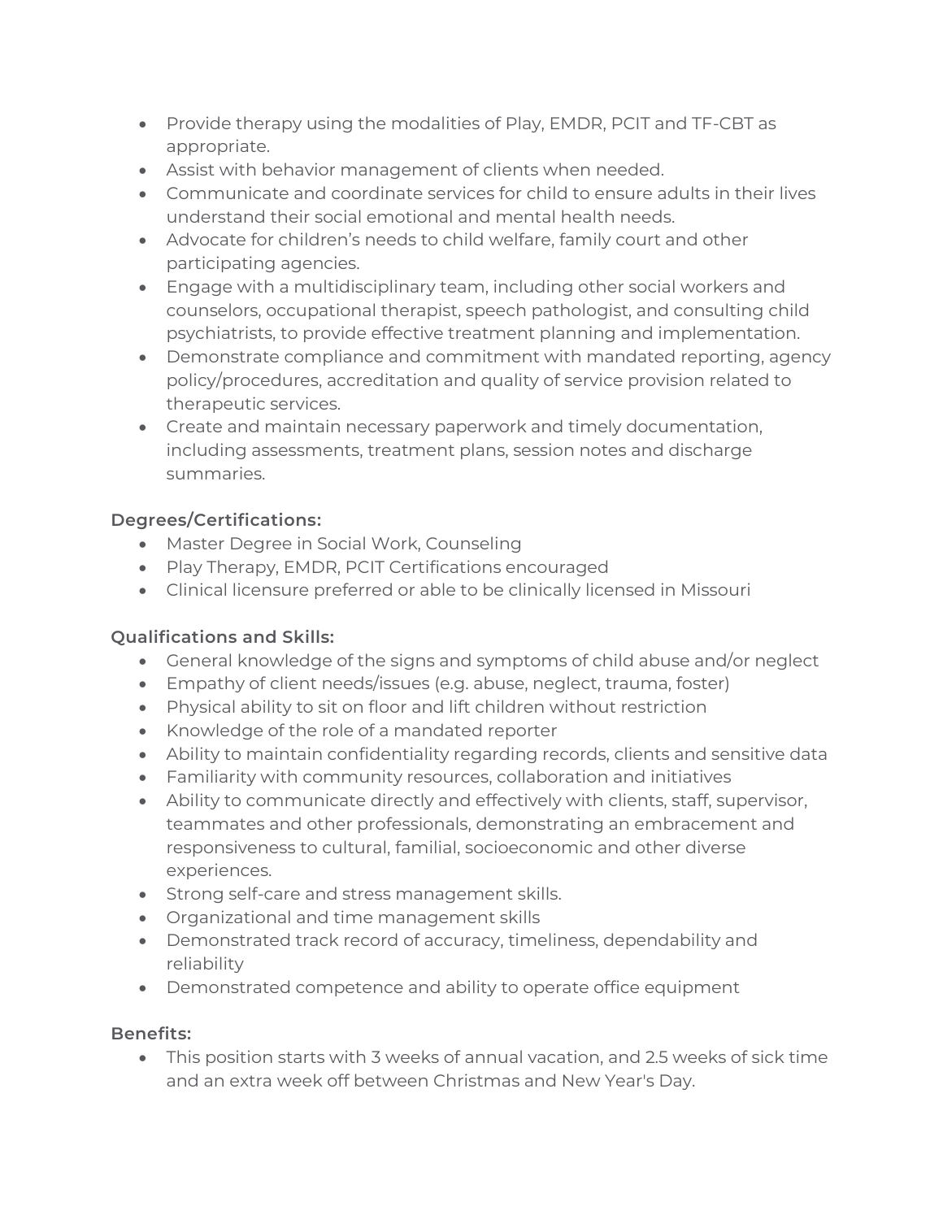- Provide therapy using the modalities of Play, EMDR, PCIT and TF-CBT as appropriate.
- Assist with behavior management of clients when needed.
- Communicate and coordinate services for child to ensure adults in their lives understand their social emotional and mental health needs.
- Advocate for children's needs to child welfare, family court and other participating agencies.
- Engage with a multidisciplinary team, including other social workers and counselors, occupational therapist, speech pathologist, and consulting child psychiatrists, to provide effective treatment planning and implementation.
- Demonstrate compliance and commitment with mandated reporting, agency policy/procedures, accreditation and quality of service provision related to therapeutic services.
- Create and maintain necessary paperwork and timely documentation, including assessments, treatment plans, session notes and discharge summaries.

**Degrees/Certifications:**

- Master Degree in Social Work, Counseling
- Play Therapy, EMDR, PCIT Certifications encouraged
- Clinical licensure preferred or able to be clinically licensed in Missouri

**Qualifications and Skills:**

- General knowledge of the signs and symptoms of child abuse and/or neglect
- Empathy of client needs/issues (e.g. abuse, neglect, trauma, foster)
- Physical ability to sit on floor and lift children without restriction
- Knowledge of the role of a mandated reporter
- Ability to maintain confidentiality regarding records, clients and sensitive data
- Familiarity with community resources, collaboration and initiatives
- Ability to communicate directly and effectively with clients, staff, supervisor, teammates and other professionals, demonstrating an embracement and responsiveness to cultural, familial, socioeconomic and other diverse experiences.
- Strong self-care and stress management skills.
- Organizational and time management skills
- Demonstrated track record of accuracy, timeliness, dependability and reliability
- Demonstrated competence and ability to operate office equipment

**Benefits:**

- This position starts with 3 weeks of annual vacation, and 2.5 weeks of sick time and an extra week off between Christmas and New Year's Day.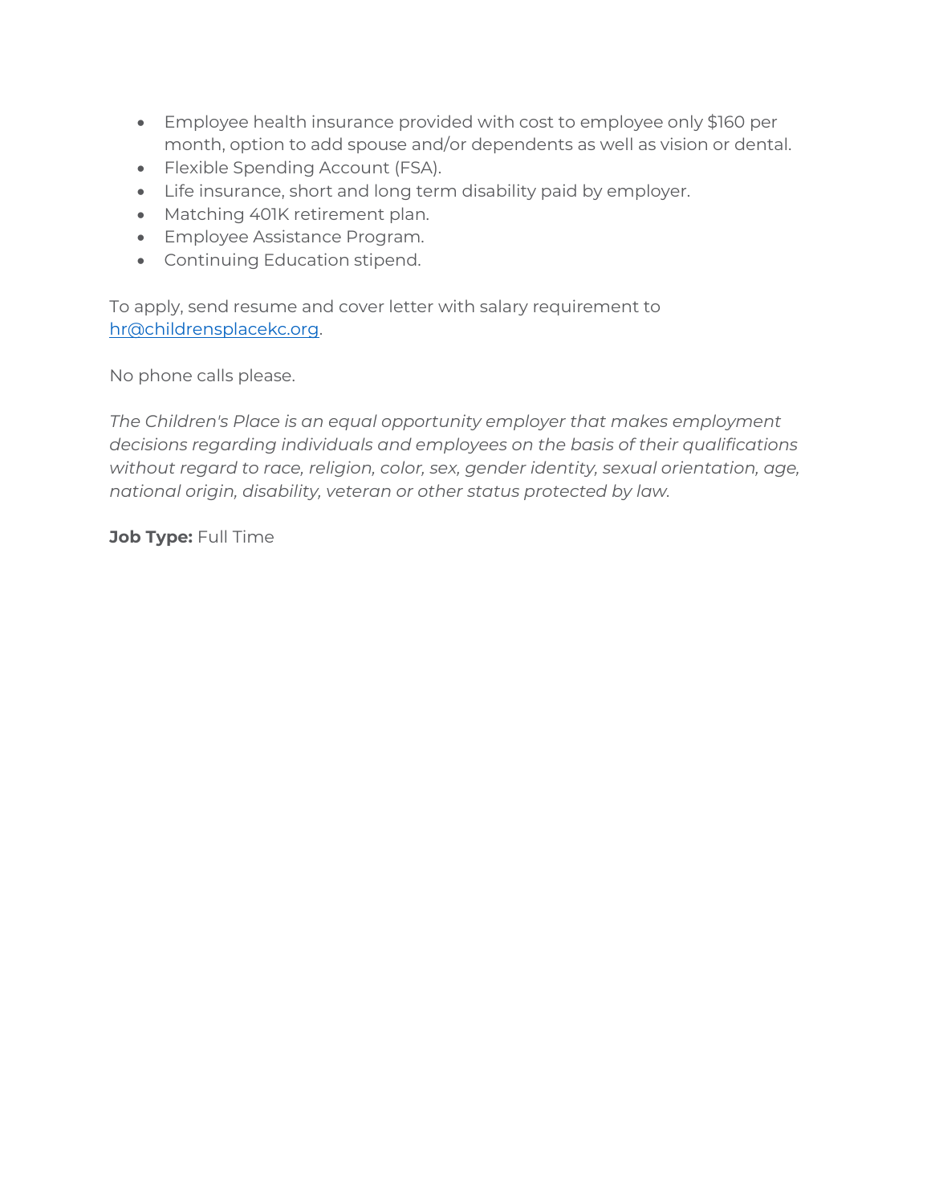- Employee health insurance provided with cost to employee only $160 per month, option to add spouse and/or dependents as well as vision or dental.
- Flexible Spending Account (FSA).
- Life insurance, short and long term disability paid by employer.
- Matching 401K retirement plan.
- Employee Assistance Program.
- Continuing Education stipend.

To apply, send resume and cover letter with salary requirement to [hr@childrensplacekc.org](mailto:hr@childrensplacekc.org).

No phone calls please.

*The Children's Place is an equal opportunity employer that makes employment decisions regarding individuals and employees on the basis of their qualifications without regard to race, religion, color, sex, gender identity, sexual orientation, age, national origin, disability, veteran or other status protected by law.*

**Job Type:** Full Time